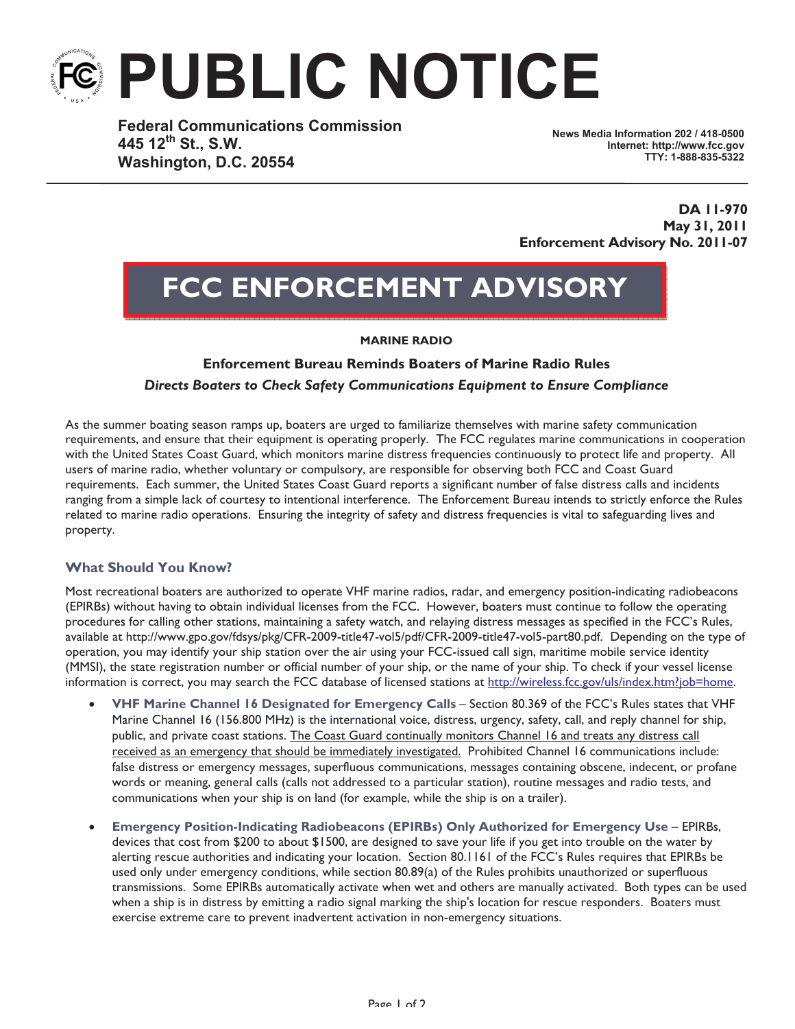# PUBLIC NOTICE

**Federal Communications Commission**
**445 12th St., S.W.**
**Washington, D.C. 20554**

**News Media Information 202 / 418-0500**
**Internet: http://www.fcc.gov**
**TTY: 1-888-835-5322**

**DA 11-970**
**May 31, 2011**
**Enforcement Advisory No. 2011-07**

# FCC ENFORCEMENT ADVISORY

**MARINE RADIO**

## Enforcement Bureau Reminds Boaters of Marine Radio Rules

***Directs Boaters to Check Safety Communications Equipment to Ensure Compliance***

As the summer boating season ramps up, boaters are urged to familiarize themselves with marine safety communication requirements, and ensure that their equipment is operating properly. The FCC regulates marine communications in cooperation with the United States Coast Guard, which monitors marine distress frequencies continuously to protect life and property. All users of marine radio, whether voluntary or compulsory, are responsible for observing both FCC and Coast Guard requirements. Each summer, the United States Coast Guard reports a significant number of false distress calls and incidents ranging from a simple lack of courtesy to intentional interference. The Enforcement Bureau intends to strictly enforce the Rules related to marine radio operations. Ensuring the integrity of safety and distress frequencies is vital to safeguarding lives and property.

### What Should You Know?

Most recreational boaters are authorized to operate VHF marine radios, radar, and emergency position-indicating radiobeacons (EPIRBs) without having to obtain individual licenses from the FCC. However, boaters must continue to follow the operating procedures for calling other stations, maintaining a safety watch, and relaying distress messages as specified in the FCC's Rules, available at http://www.gpo.gov/fdsys/pkg/CFR-2009-title47-vol5/pdf/CFR-2009-title47-vol5-part80.pdf. Depending on the type of operation, you may identify your ship station over the air using your FCC-issued call sign, maritime mobile service identity (MMSI), the state registration number or official number of your ship, or the name of your ship. To check if your vessel license information is correct, you may search the FCC database of licensed stations at http://wireless.fcc.gov/uls/index.htm?job=home.

- **VHF Marine Channel 16 Designated for Emergency Calls** – Section 80.369 of the FCC's Rules states that VHF Marine Channel 16 (156.800 MHz) is the international voice, distress, urgency, safety, call, and reply channel for ship, public, and private coast stations. The Coast Guard continually monitors Channel 16 and treats any distress call received as an emergency that should be immediately investigated. Prohibited Channel 16 communications include: false distress or emergency messages, superfluous communications, messages containing obscene, indecent, or profane words or meaning, general calls (calls not addressed to a particular station), routine messages and radio tests, and communications when your ship is on land (for example, while the ship is on a trailer).

- **Emergency Position-Indicating Radiobeacons (EPIRBs) Only Authorized for Emergency Use** – EPIRBs, devices that cost from $200 to about $1500, are designed to save your life if you get into trouble on the water by alerting rescue authorities and indicating your location. Section 80.1161 of the FCC's Rules requires that EPIRBs be used only under emergency conditions, while section 80.89(a) of the Rules prohibits unauthorized or superfluous transmissions. Some EPIRBs automatically activate when wet and others are manually activated. Both types can be used when a ship is in distress by emitting a radio signal marking the ship's location for rescue responders. Boaters must exercise extreme care to prevent inadvertent activation in non-emergency situations.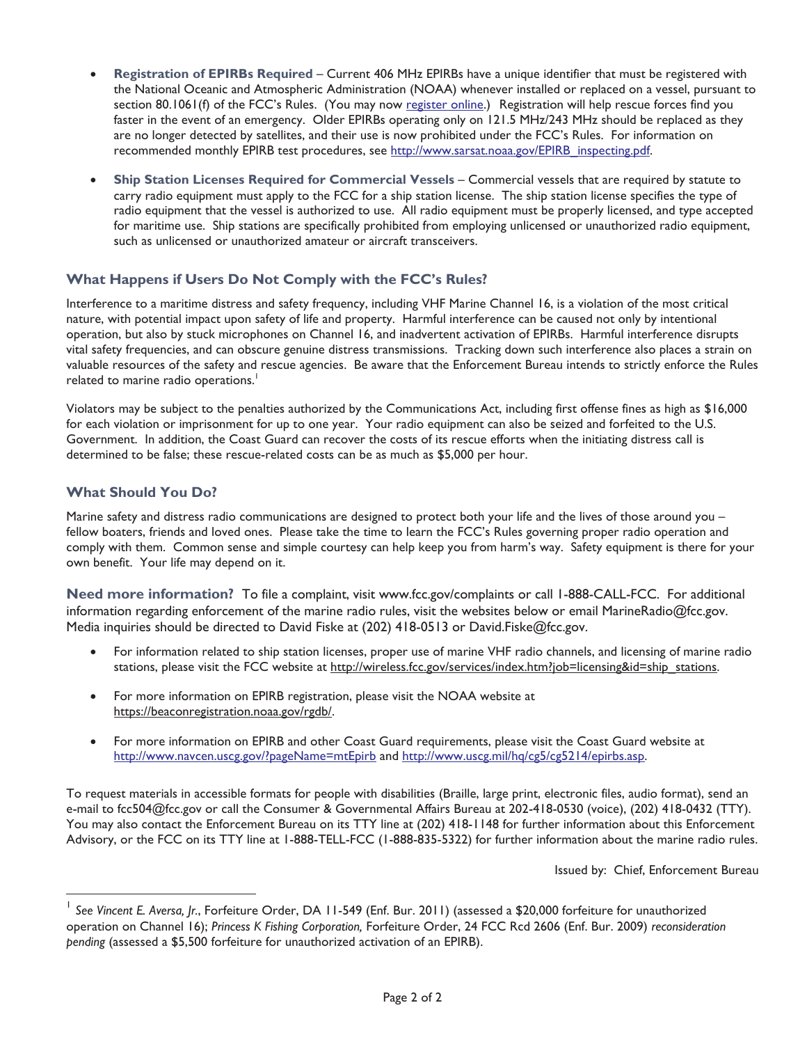- **Registration of EPIRBs Required** – Current 406 MHz EPIRBs have a unique identifier that must be registered with the National Oceanic and Atmospheric Administration (NOAA) whenever installed or replaced on a vessel, pursuant to section 80.1061(f) of the FCC's Rules. (You may now register online.) Registration will help rescue forces find you faster in the event of an emergency. Older EPIRBs operating only on 121.5 MHz/243 MHz should be replaced as they are no longer detected by satellites, and their use is now prohibited under the FCC's Rules. For information on recommended monthly EPIRB test procedures, see http://www.sarsat.noaa.gov/EPIRB_inspecting.pdf.

- **Ship Station Licenses Required for Commercial Vessels** – Commercial vessels that are required by statute to carry radio equipment must apply to the FCC for a ship station license. The ship station license specifies the type of radio equipment that the vessel is authorized to use. All radio equipment must be properly licensed, and type accepted for maritime use. Ship stations are specifically prohibited from employing unlicensed or unauthorized radio equipment, such as unlicensed or unauthorized amateur or aircraft transceivers.

## What Happens if Users Do Not Comply with the FCC's Rules?

Interference to a maritime distress and safety frequency, including VHF Marine Channel 16, is a violation of the most critical nature, with potential impact upon safety of life and property. Harmful interference can be caused not only by intentional operation, but also by stuck microphones on Channel 16, and inadvertent activation of EPIRBs. Harmful interference disrupts vital safety frequencies, and can obscure genuine distress transmissions. Tracking down such interference also places a strain on valuable resources of the safety and rescue agencies. Be aware that the Enforcement Bureau intends to strictly enforce the Rules related to marine radio operations.[1]

Violators may be subject to the penalties authorized by the Communications Act, including first offense fines as high as $16,000 for each violation or imprisonment for up to one year. Your radio equipment can also be seized and forfeited to the U.S. Government. In addition, the Coast Guard can recover the costs of its rescue efforts when the initiating distress call is determined to be false; these rescue-related costs can be as much as $5,000 per hour.

## What Should You Do?

Marine safety and distress radio communications are designed to protect both your life and the lives of those around you – fellow boaters, friends and loved ones. Please take the time to learn the FCC's Rules governing proper radio operation and comply with them. Common sense and simple courtesy can help keep you from harm's way. Safety equipment is there for your own benefit. Your life may depend on it.

**Need more information?** To file a complaint, visit www.fcc.gov/complaints or call 1-888-CALL-FCC. For additional information regarding enforcement of the marine radio rules, visit the websites below or email MarineRadio@fcc.gov. Media inquiries should be directed to David Fiske at (202) 418-0513 or David.Fiske@fcc.gov.

- For information related to ship station licenses, proper use of marine VHF radio channels, and licensing of marine radio stations, please visit the FCC website at http://wireless.fcc.gov/services/index.htm?job=licensing&id=ship_stations.

- For more information on EPIRB registration, please visit the NOAA website at https://beaconregistration.noaa.gov/rgdb/.

- For more information on EPIRB and other Coast Guard requirements, please visit the Coast Guard website at http://www.navcen.uscg.gov/?pageName=mtEpirb and http://www.uscg.mil/hq/cg5/cg5214/epirbs.asp.

To request materials in accessible formats for people with disabilities (Braille, large print, electronic files, audio format), send an e-mail to fcc504@fcc.gov or call the Consumer & Governmental Affairs Bureau at 202-418-0530 (voice), (202) 418-0432 (TTY). You may also contact the Enforcement Bureau on its TTY line at (202) 418-1148 for further information about this Enforcement Advisory, or the FCC on its TTY line at 1-888-TELL-FCC (1-888-835-5322) for further information about the marine radio rules.

Issued by: Chief, Enforcement Bureau

---

[1] *See Vincent E. Aversa, Jr.*, Forfeiture Order, DA 11-549 (Enf. Bur. 2011) (assessed a $20,000 forfeiture for unauthorized operation on Channel 16); *Princess K Fishing Corporation,* Forfeiture Order, 24 FCC Rcd 2606 (Enf. Bur. 2009) *reconsideration pending* (assessed a $5,500 forfeiture for unauthorized activation of an EPIRB).